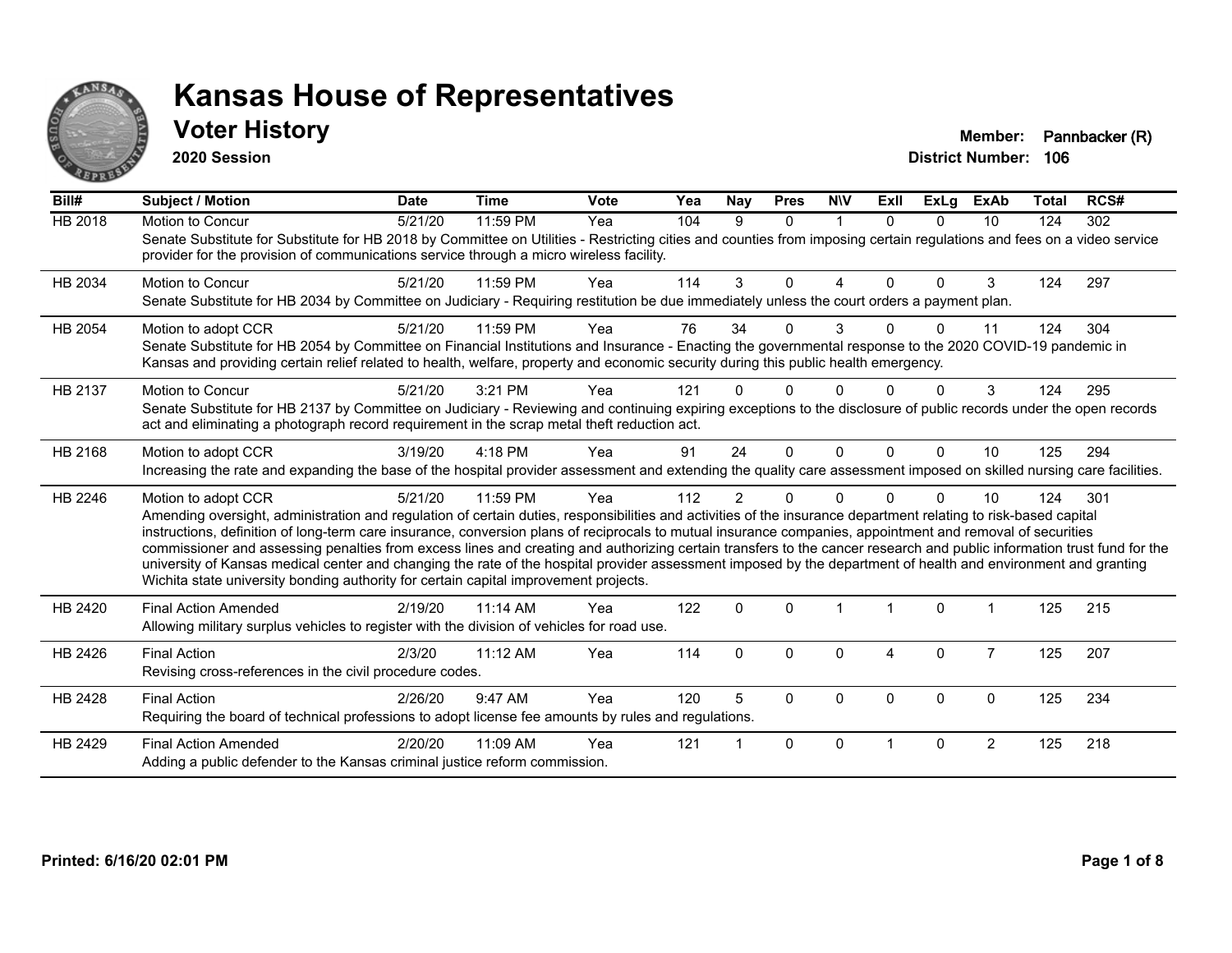# Kansas House of Representatives

## Voter History

**2020 Session**

**Member:** Pannbacker (R)
**District Number:** 106

| Bill# | Subject / Motion | Date | Time | Vote | Yea | Nay | Pres | N\V | ExII | ExLg | ExAb | Total | RCS# |
|---|---|---|---|---|---|---|---|---|---|---|---|---|---|
| HB 2018 | Motion to Concur | 5/21/20 | 11:59 PM | Yea | 104 | 9 | 0 | 1 | 0 | 0 | 10 | 124 | 302 |
| | Senate Substitute for Substitute for HB 2018 by Committee on Utilities - Restricting cities and counties from imposing certain regulations and fees on a video service provider for the provision of communications service through a micro wireless facility. | | | | | | | | | | | | |
| HB 2034 | Motion to Concur | 5/21/20 | 11:59 PM | Yea | 114 | 3 | 0 | 4 | 0 | 0 | 3 | 124 | 297 |
| | Senate Substitute for HB 2034 by Committee on Judiciary - Requiring restitution be due immediately unless the court orders a payment plan. | | | | | | | | | | | | |
| HB 2054 | Motion to adopt CCR | 5/21/20 | 11:59 PM | Yea | 76 | 34 | 0 | 3 | 0 | 0 | 11 | 124 | 304 |
| | Senate Substitute for HB 2054 by Committee on Financial Institutions and Insurance - Enacting the governmental response to the 2020 COVID-19 pandemic in Kansas and providing certain relief related to health, welfare, property and economic security during this public health emergency. | | | | | | | | | | | | |
| HB 2137 | Motion to Concur | 5/21/20 | 3:21 PM | Yea | 121 | 0 | 0 | 0 | 0 | 0 | 3 | 124 | 295 |
| | Senate Substitute for HB 2137 by Committee on Judiciary - Reviewing and continuing expiring exceptions to the disclosure of public records under the open records act and eliminating a photograph record requirement in the scrap metal theft reduction act. | | | | | | | | | | | | |
| HB 2168 | Motion to adopt CCR | 3/19/20 | 4:18 PM | Yea | 91 | 24 | 0 | 0 | 0 | 0 | 10 | 125 | 294 |
| | Increasing the rate and expanding the base of the hospital provider assessment and extending the quality care assessment imposed on skilled nursing care facilities. | | | | | | | | | | | | |
| HB 2246 | Motion to adopt CCR | 5/21/20 | 11:59 PM | Yea | 112 | 2 | 0 | 0 | 0 | 0 | 10 | 124 | 301 |
| | Amending oversight, administration and regulation of certain duties, responsibilities and activities of the insurance department relating to risk-based capital instructions, definition of long-term care insurance, conversion plans of reciprocals to mutual insurance companies, appointment and removal of securities commissioner and assessing penalties from excess lines and creating and authorizing certain transfers to the cancer research and public information trust fund for the university of Kansas medical center and changing the rate of the hospital provider assessment imposed by the department of health and environment and granting Wichita state university bonding authority for certain capital improvement projects. | | | | | | | | | | | | |
| HB 2420 | Final Action Amended | 2/19/20 | 11:14 AM | Yea | 122 | 0 | 0 | 1 | 1 | 0 | 1 | 125 | 215 |
| | Allowing military surplus vehicles to register with the division of vehicles for road use. | | | | | | | | | | | | |
| HB 2426 | Final Action | 2/3/20 | 11:12 AM | Yea | 114 | 0 | 0 | 0 | 4 | 0 | 7 | 125 | 207 |
| | Revising cross-references in the civil procedure codes. | | | | | | | | | | | | |
| HB 2428 | Final Action | 2/26/20 | 9:47 AM | Yea | 120 | 5 | 0 | 0 | 0 | 0 | 0 | 125 | 234 |
| | Requiring the board of technical professions to adopt license fee amounts by rules and regulations. | | | | | | | | | | | | |
| HB 2429 | Final Action Amended | 2/20/20 | 11:09 AM | Yea | 121 | 1 | 0 | 0 | 1 | 0 | 2 | 125 | 218 |
| | Adding a public defender to the Kansas criminal justice reform commission. | | | | | | | | | | | | |

Printed: 6/16/20 02:01 PM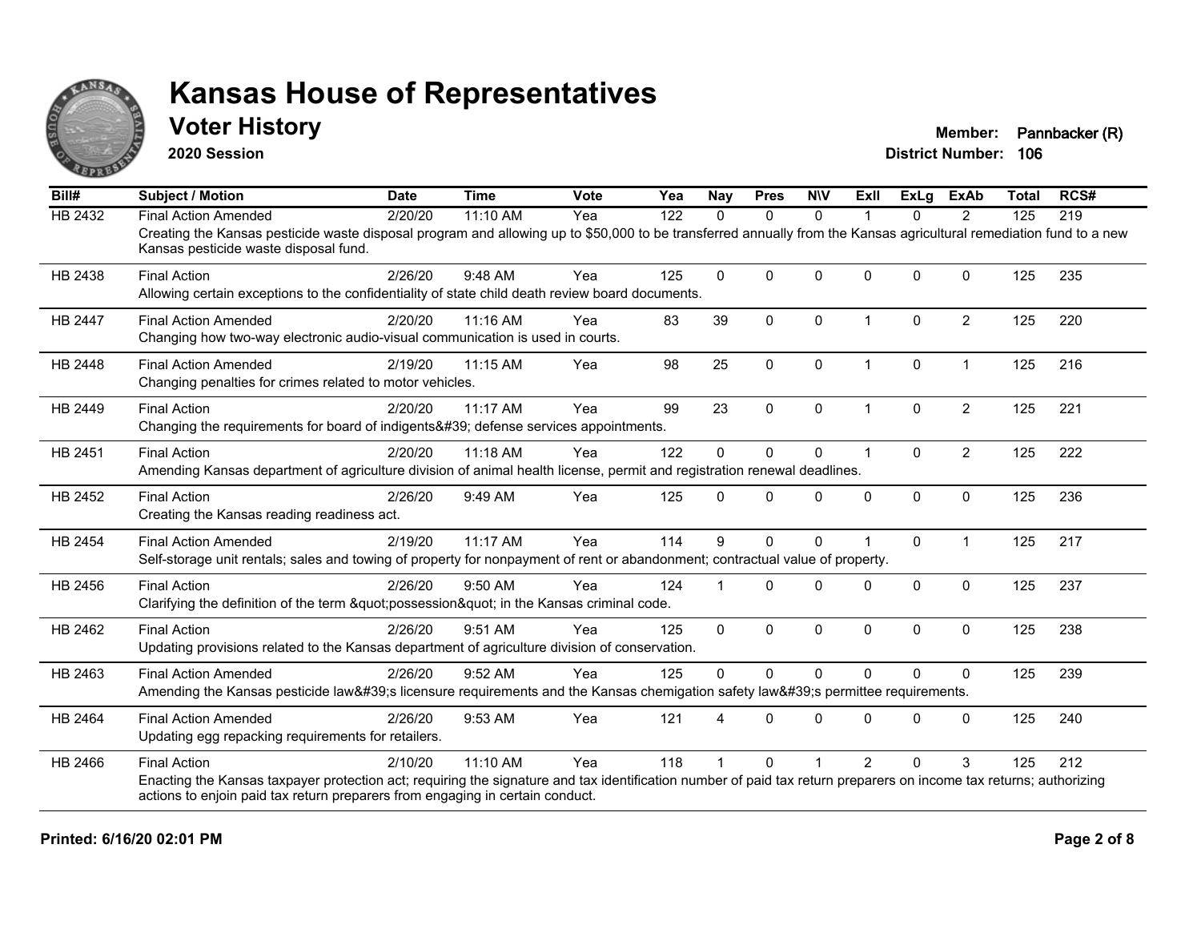# Kansas House of Representatives

## Voter History

**2020 Session**

**Member:** Pannbacker (R)
**District Number:** 106

| Bill# | Subject / Motion | Date | Time | Vote | Yea | Nay | Pres | N\V | ExII | ExLg | ExAb | Total | RCS# |
|---|---|---|---|---|---|---|---|---|---|---|---|---|---|
| HB 2432 | Final Action Amended | 2/20/20 | 11:10 AM | Yea | 122 | 0 | 0 | 0 | 1 | 0 | 2 | 125 | 219 |
| | Creating the Kansas pesticide waste disposal program and allowing up to $50,000 to be transferred annually from the Kansas agricultural remediation fund to a new Kansas pesticide waste disposal fund. | | | | | | | | | | | | |
| HB 2438 | Final Action | 2/26/20 | 9:48 AM | Yea | 125 | 0 | 0 | 0 | 0 | 0 | 0 | 125 | 235 |
| | Allowing certain exceptions to the confidentiality of state child death review board documents. | | | | | | | | | | | | |
| HB 2447 | Final Action Amended | 2/20/20 | 11:16 AM | Yea | 83 | 39 | 0 | 0 | 1 | 0 | 2 | 125 | 220 |
| | Changing how two-way electronic audio-visual communication is used in courts. | | | | | | | | | | | | |
| HB 2448 | Final Action Amended | 2/19/20 | 11:15 AM | Yea | 98 | 25 | 0 | 0 | 1 | 0 | 1 | 125 | 216 |
| | Changing penalties for crimes related to motor vehicles. | | | | | | | | | | | | |
| HB 2449 | Final Action | 2/20/20 | 11:17 AM | Yea | 99 | 23 | 0 | 0 | 1 | 0 | 2 | 125 | 221 |
| | Changing the requirements for board of indigents&#39; defense services appointments. | | | | | | | | | | | | |
| HB 2451 | Final Action | 2/20/20 | 11:18 AM | Yea | 122 | 0 | 0 | 0 | 1 | 0 | 2 | 125 | 222 |
| | Amending Kansas department of agriculture division of animal health license, permit and registration renewal deadlines. | | | | | | | | | | | | |
| HB 2452 | Final Action | 2/26/20 | 9:49 AM | Yea | 125 | 0 | 0 | 0 | 0 | 0 | 0 | 125 | 236 |
| | Creating the Kansas reading readiness act. | | | | | | | | | | | | |
| HB 2454 | Final Action Amended | 2/19/20 | 11:17 AM | Yea | 114 | 9 | 0 | 0 | 1 | 0 | 1 | 125 | 217 |
| | Self-storage unit rentals; sales and towing of property for nonpayment of rent or abandonment; contractual value of property. | | | | | | | | | | | | |
| HB 2456 | Final Action | 2/26/20 | 9:50 AM | Yea | 124 | 1 | 0 | 0 | 0 | 0 | 0 | 125 | 237 |
| | Clarifying the definition of the term &quot;possession&quot; in the Kansas criminal code. | | | | | | | | | | | | |
| HB 2462 | Final Action | 2/26/20 | 9:51 AM | Yea | 125 | 0 | 0 | 0 | 0 | 0 | 0 | 125 | 238 |
| | Updating provisions related to the Kansas department of agriculture division of conservation. | | | | | | | | | | | | |
| HB 2463 | Final Action Amended | 2/26/20 | 9:52 AM | Yea | 125 | 0 | 0 | 0 | 0 | 0 | 0 | 125 | 239 |
| | Amending the Kansas pesticide law&#39;s licensure requirements and the Kansas chemigation safety law&#39;s permittee requirements. | | | | | | | | | | | | |
| HB 2464 | Final Action Amended | 2/26/20 | 9:53 AM | Yea | 121 | 4 | 0 | 0 | 0 | 0 | 0 | 125 | 240 |
| | Updating egg repacking requirements for retailers. | | | | | | | | | | | | |
| HB 2466 | Final Action | 2/10/20 | 11:10 AM | Yea | 118 | 1 | 0 | 1 | 2 | 0 | 3 | 125 | 212 |
| | Enacting the Kansas taxpayer protection act; requiring the signature and tax identification number of paid tax return preparers on income tax returns; authorizing actions to enjoin paid tax return preparers from engaging in certain conduct. | | | | | | | | | | | | |

**Printed: 6/16/20 02:01 PM**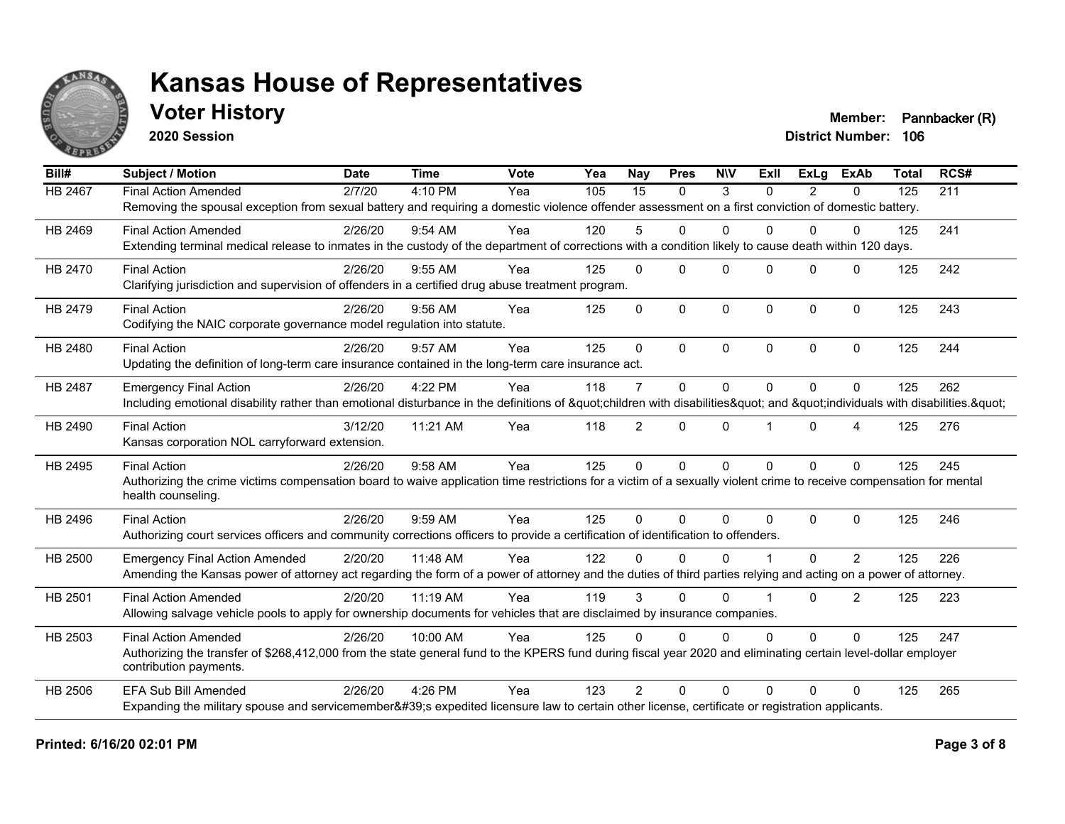# Kansas House of Representatives

## Voter History

**2020 Session**

**Member:** Pannbacker (R)
**District Number:** 106

| Bill# | Subject / Motion | Date | Time | Vote | Yea | Nay | Pres | N\V | ExII | ExLg | ExAb | Total | RCS# |
|---|---|---|---|---|---|---|---|---|---|---|---|---|---|
| HB 2467 | Final Action Amended | 2/7/20 | 4:10 PM | Yea | 105 | 15 | 0 | 3 | 0 | 2 | 0 | 125 | 211 |
| | Removing the spousal exception from sexual battery and requiring a domestic violence offender assessment on a first conviction of domestic battery. | | | | | | | | | | | | |
| HB 2469 | Final Action Amended | 2/26/20 | 9:54 AM | Yea | 120 | 5 | 0 | 0 | 0 | 0 | 0 | 125 | 241 |
| | Extending terminal medical release to inmates in the custody of the department of corrections with a condition likely to cause death within 120 days. | | | | | | | | | | | | |
| HB 2470 | Final Action | 2/26/20 | 9:55 AM | Yea | 125 | 0 | 0 | 0 | 0 | 0 | 0 | 125 | 242 |
| | Clarifying jurisdiction and supervision of offenders in a certified drug abuse treatment program. | | | | | | | | | | | | |
| HB 2479 | Final Action | 2/26/20 | 9:56 AM | Yea | 125 | 0 | 0 | 0 | 0 | 0 | 0 | 125 | 243 |
| | Codifying the NAIC corporate governance model regulation into statute. | | | | | | | | | | | | |
| HB 2480 | Final Action | 2/26/20 | 9:57 AM | Yea | 125 | 0 | 0 | 0 | 0 | 0 | 0 | 125 | 244 |
| | Updating the definition of long-term care insurance contained in the long-term care insurance act. | | | | | | | | | | | | |
| HB 2487 | Emergency Final Action | 2/26/20 | 4:22 PM | Yea | 118 | 7 | 0 | 0 | 0 | 0 | 0 | 125 | 262 |
| | Including emotional disability rather than emotional disturbance in the definitions of &quot;children with disabilities&quot; and &quot;individuals with disabilities.&quot; | | | | | | | | | | | | |
| HB 2490 | Final Action | 3/12/20 | 11:21 AM | Yea | 118 | 2 | 0 | 0 | 1 | 0 | 4 | 125 | 276 |
| | Kansas corporation NOL carryforward extension. | | | | | | | | | | | | |
| HB 2495 | Final Action | 2/26/20 | 9:58 AM | Yea | 125 | 0 | 0 | 0 | 0 | 0 | 0 | 125 | 245 |
| | Authorizing the crime victims compensation board to waive application time restrictions for a victim of a sexually violent crime to receive compensation for mental health counseling. | | | | | | | | | | | | |
| HB 2496 | Final Action | 2/26/20 | 9:59 AM | Yea | 125 | 0 | 0 | 0 | 0 | 0 | 0 | 125 | 246 |
| | Authorizing court services officers and community corrections officers to provide a certification of identification to offenders. | | | | | | | | | | | | |
| HB 2500 | Emergency Final Action Amended | 2/20/20 | 11:48 AM | Yea | 122 | 0 | 0 | 0 | 1 | 0 | 2 | 125 | 226 |
| | Amending the Kansas power of attorney act regarding the form of a power of attorney and the duties of third parties relying and acting on a power of attorney. | | | | | | | | | | | | |
| HB 2501 | Final Action Amended | 2/20/20 | 11:19 AM | Yea | 119 | 3 | 0 | 0 | 1 | 0 | 2 | 125 | 223 |
| | Allowing salvage vehicle pools to apply for ownership documents for vehicles that are disclaimed by insurance companies. | | | | | | | | | | | | |
| HB 2503 | Final Action Amended | 2/26/20 | 10:00 AM | Yea | 125 | 0 | 0 | 0 | 0 | 0 | 0 | 125 | 247 |
| | Authorizing the transfer of $268,412,000 from the state general fund to the KPERS fund during fiscal year 2020 and eliminating certain level-dollar employer contribution payments. | | | | | | | | | | | | |
| HB 2506 | EFA Sub Bill Amended | 2/26/20 | 4:26 PM | Yea | 123 | 2 | 0 | 0 | 0 | 0 | 0 | 125 | 265 |
| | Expanding the military spouse and servicemember&#39;s expedited licensure law to certain other license, certificate or registration applicants. | | | | | | | | | | | | |

**Printed: 6/16/20 02:01 PM**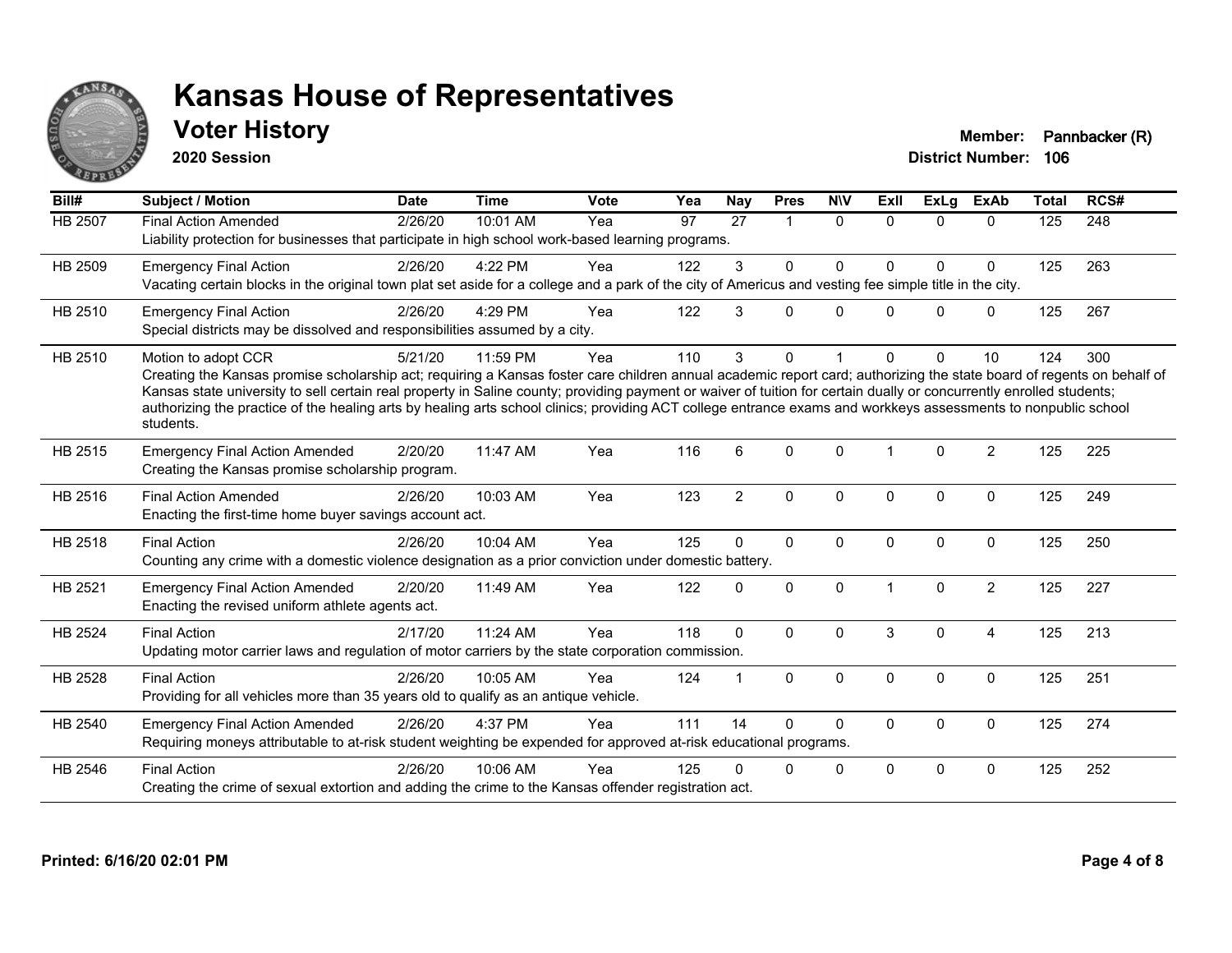# Kansas House of Representatives

## Voter History

**2020 Session**

**Member:** Pannbacker (R)
**District Number:** 106

| Bill# | Subject / Motion | Date | Time | Vote | Yea | Nay | Pres | N\V | ExII | ExLg | ExAb | Total | RCS# |
|---|---|---|---|---|---|---|---|---|---|---|---|---|---|
| HB 2507 | Final Action Amended | 2/26/20 | 10:01 AM | Yea | 97 | 27 | 1 | 0 | 0 | 0 | 0 | 125 | 248 |
| | Liability protection for businesses that participate in high school work-based learning programs. | | | | | | | | | | | | |
| HB 2509 | Emergency Final Action | 2/26/20 | 4:22 PM | Yea | 122 | 3 | 0 | 0 | 0 | 0 | 0 | 125 | 263 |
| | Vacating certain blocks in the original town plat set aside for a college and a park of the city of Americus and vesting fee simple title in the city. | | | | | | | | | | | | |
| HB 2510 | Emergency Final Action | 2/26/20 | 4:29 PM | Yea | 122 | 3 | 0 | 0 | 0 | 0 | 0 | 125 | 267 |
| | Special districts may be dissolved and responsibilities assumed by a city. | | | | | | | | | | | | |
| HB 2510 | Motion to adopt CCR | 5/21/20 | 11:59 PM | Yea | 110 | 3 | 0 | 1 | 0 | 0 | 10 | 124 | 300 |
| | Creating the Kansas promise scholarship act; requiring a Kansas foster care children annual academic report card; authorizing the state board of regents on behalf of Kansas state university to sell certain real property in Saline county; providing payment or waiver of tuition for certain dually or concurrently enrolled students; authorizing the practice of the healing arts by healing arts school clinics; providing ACT college entrance exams and workkeys assessments to nonpublic school students. | | | | | | | | | | | | |
| HB 2515 | Emergency Final Action Amended | 2/20/20 | 11:47 AM | Yea | 116 | 6 | 0 | 0 | 1 | 0 | 2 | 125 | 225 |
| | Creating the Kansas promise scholarship program. | | | | | | | | | | | | |
| HB 2516 | Final Action Amended | 2/26/20 | 10:03 AM | Yea | 123 | 2 | 0 | 0 | 0 | 0 | 0 | 125 | 249 |
| | Enacting the first-time home buyer savings account act. | | | | | | | | | | | | |
| HB 2518 | Final Action | 2/26/20 | 10:04 AM | Yea | 125 | 0 | 0 | 0 | 0 | 0 | 0 | 125 | 250 |
| | Counting any crime with a domestic violence designation as a prior conviction under domestic battery. | | | | | | | | | | | | |
| HB 2521 | Emergency Final Action Amended | 2/20/20 | 11:49 AM | Yea | 122 | 0 | 0 | 0 | 1 | 0 | 2 | 125 | 227 |
| | Enacting the revised uniform athlete agents act. | | | | | | | | | | | | |
| HB 2524 | Final Action | 2/17/20 | 11:24 AM | Yea | 118 | 0 | 0 | 0 | 3 | 0 | 4 | 125 | 213 |
| | Updating motor carrier laws and regulation of motor carriers by the state corporation commission. | | | | | | | | | | | | |
| HB 2528 | Final Action | 2/26/20 | 10:05 AM | Yea | 124 | 1 | 0 | 0 | 0 | 0 | 0 | 125 | 251 |
| | Providing for all vehicles more than 35 years old to qualify as an antique vehicle. | | | | | | | | | | | | |
| HB 2540 | Emergency Final Action Amended | 2/26/20 | 4:37 PM | Yea | 111 | 14 | 0 | 0 | 0 | 0 | 0 | 125 | 274 |
| | Requiring moneys attributable to at-risk student weighting be expended for approved at-risk educational programs. | | | | | | | | | | | | |
| HB 2546 | Final Action | 2/26/20 | 10:06 AM | Yea | 125 | 0 | 0 | 0 | 0 | 0 | 0 | 125 | 252 |
| | Creating the crime of sexual extortion and adding the crime to the Kansas offender registration act. | | | | | | | | | | | | |

Printed: 6/16/20 02:01 PM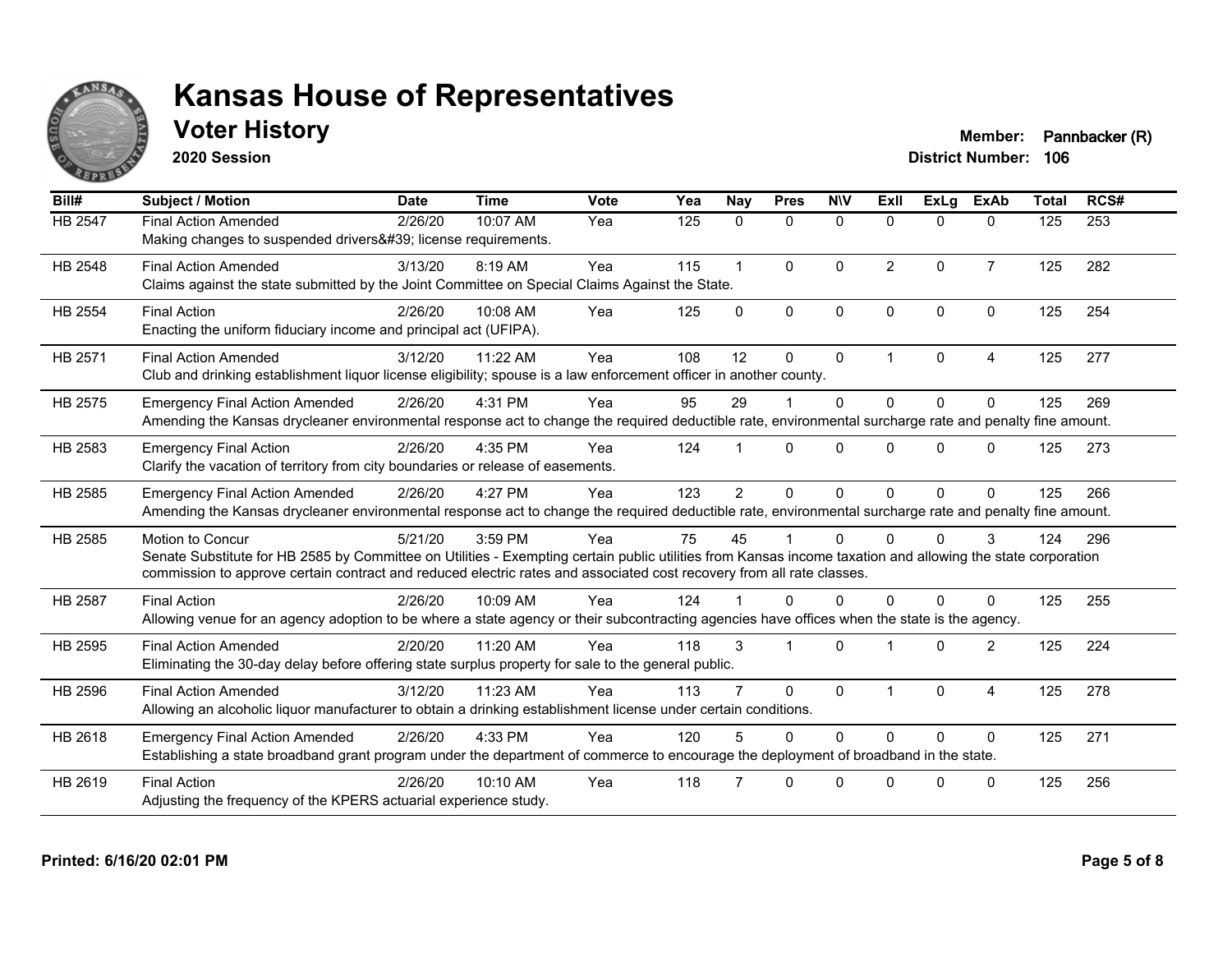# Kansas House of Representatives

## Voter History

**2020 Session**

**Member:** Pannbacker (R)
**District Number:** 106

| Bill# | Subject / Motion | Date | Time | Vote | Yea | Nay | Pres | N\V | ExII | ExLg | ExAb | Total | RCS# |
|---|---|---|---|---|---|---|---|---|---|---|---|---|---|
| HB 2547 | Final Action Amended | 2/26/20 | 10:07 AM | Yea | 125 | 0 | 0 | 0 | 0 | 0 | 0 | 125 | 253 |
| | Making changes to suspended drivers&#39; license requirements. | | | | | | | | | | | | |
| HB 2548 | Final Action Amended | 3/13/20 | 8:19 AM | Yea | 115 | 1 | 0 | 0 | 2 | 0 | 7 | 125 | 282 |
| | Claims against the state submitted by the Joint Committee on Special Claims Against the State. | | | | | | | | | | | | |
| HB 2554 | Final Action | 2/26/20 | 10:08 AM | Yea | 125 | 0 | 0 | 0 | 0 | 0 | 0 | 125 | 254 |
| | Enacting the uniform fiduciary income and principal act (UFIPA). | | | | | | | | | | | | |
| HB 2571 | Final Action Amended | 3/12/20 | 11:22 AM | Yea | 108 | 12 | 0 | 0 | 1 | 0 | 4 | 125 | 277 |
| | Club and drinking establishment liquor license eligibility; spouse is a law enforcement officer in another county. | | | | | | | | | | | | |
| HB 2575 | Emergency Final Action Amended | 2/26/20 | 4:31 PM | Yea | 95 | 29 | 1 | 0 | 0 | 0 | 0 | 125 | 269 |
| | Amending the Kansas drycleaner environmental response act to change the required deductible rate, environmental surcharge rate and penalty fine amount. | | | | | | | | | | | | |
| HB 2583 | Emergency Final Action | 2/26/20 | 4:35 PM | Yea | 124 | 1 | 0 | 0 | 0 | 0 | 0 | 125 | 273 |
| | Clarify the vacation of territory from city boundaries or release of easements. | | | | | | | | | | | | |
| HB 2585 | Emergency Final Action Amended | 2/26/20 | 4:27 PM | Yea | 123 | 2 | 0 | 0 | 0 | 0 | 0 | 125 | 266 |
| | Amending the Kansas drycleaner environmental response act to change the required deductible rate, environmental surcharge rate and penalty fine amount. | | | | | | | | | | | | |
| HB 2585 | Motion to Concur | 5/21/20 | 3:59 PM | Yea | 75 | 45 | 1 | 0 | 0 | 0 | 3 | 124 | 296 |
| | Senate Substitute for HB 2585 by Committee on Utilities - Exempting certain public utilities from Kansas income taxation and allowing the state corporation commission to approve certain contract and reduced electric rates and associated cost recovery from all rate classes. | | | | | | | | | | | | |
| HB 2587 | Final Action | 2/26/20 | 10:09 AM | Yea | 124 | 1 | 0 | 0 | 0 | 0 | 0 | 125 | 255 |
| | Allowing venue for an agency adoption to be where a state agency or their subcontracting agencies have offices when the state is the agency. | | | | | | | | | | | | |
| HB 2595 | Final Action Amended | 2/20/20 | 11:20 AM | Yea | 118 | 3 | 1 | 0 | 1 | 0 | 2 | 125 | 224 |
| | Eliminating the 30-day delay before offering state surplus property for sale to the general public. | | | | | | | | | | | | |
| HB 2596 | Final Action Amended | 3/12/20 | 11:23 AM | Yea | 113 | 7 | 0 | 0 | 1 | 0 | 4 | 125 | 278 |
| | Allowing an alcoholic liquor manufacturer to obtain a drinking establishment license under certain conditions. | | | | | | | | | | | | |
| HB 2618 | Emergency Final Action Amended | 2/26/20 | 4:33 PM | Yea | 120 | 5 | 0 | 0 | 0 | 0 | 0 | 125 | 271 |
| | Establishing a state broadband grant program under the department of commerce to encourage the deployment of broadband in the state. | | | | | | | | | | | | |
| HB 2619 | Final Action | 2/26/20 | 10:10 AM | Yea | 118 | 7 | 0 | 0 | 0 | 0 | 0 | 125 | 256 |
| | Adjusting the frequency of the KPERS actuarial experience study. | | | | | | | | | | | | |

Printed: 6/16/20 02:01 PM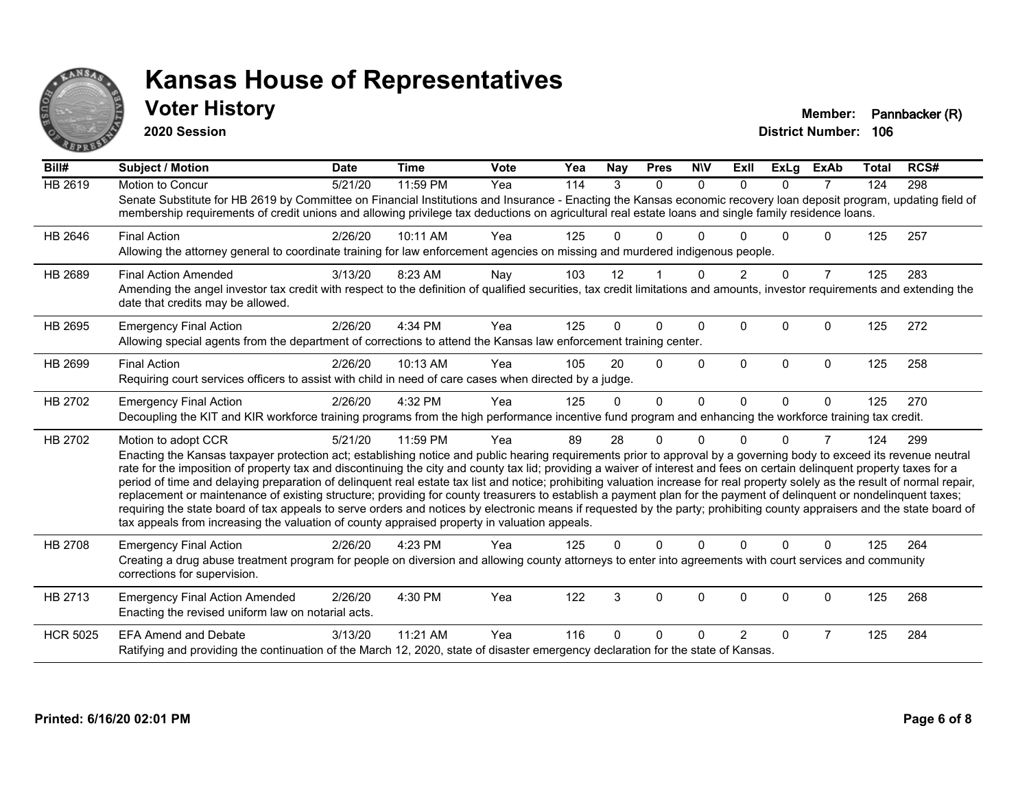# Kansas House of Representatives

## Voter History

**2020 Session**

**Member:** Pannbacker (R)
**District Number:** 106

| Bill# | Subject / Motion | Date | Time | Vote | Yea | Nay | Pres | N\V | ExII | ExLg | ExAb | Total | RCS# |
|---|---|---|---|---|---|---|---|---|---|---|---|---|---|
| HB 2619 | Motion to Concur | 5/21/20 | 11:59 PM | Yea | 114 | 3 | 0 | 0 | 0 | 0 | 7 | 124 | 298 |
| | Senate Substitute for HB 2619 by Committee on Financial Institutions and Insurance - Enacting the Kansas economic recovery loan deposit program, updating field of membership requirements of credit unions and allowing privilege tax deductions on agricultural real estate loans and single family residence loans. | | | | | | | | | | | | |
| HB 2646 | Final Action | 2/26/20 | 10:11 AM | Yea | 125 | 0 | 0 | 0 | 0 | 0 | 0 | 125 | 257 |
| | Allowing the attorney general to coordinate training for law enforcement agencies on missing and murdered indigenous people. | | | | | | | | | | | | |
| HB 2689 | Final Action Amended | 3/13/20 | 8:23 AM | Nay | 103 | 12 | 1 | 0 | 2 | 0 | 7 | 125 | 283 |
| | Amending the angel investor tax credit with respect to the definition of qualified securities, tax credit limitations and amounts, investor requirements and extending the date that credits may be allowed. | | | | | | | | | | | | |
| HB 2695 | Emergency Final Action | 2/26/20 | 4:34 PM | Yea | 125 | 0 | 0 | 0 | 0 | 0 | 0 | 125 | 272 |
| | Allowing special agents from the department of corrections to attend the Kansas law enforcement training center. | | | | | | | | | | | | |
| HB 2699 | Final Action | 2/26/20 | 10:13 AM | Yea | 105 | 20 | 0 | 0 | 0 | 0 | 0 | 125 | 258 |
| | Requiring court services officers to assist with child in need of care cases when directed by a judge. | | | | | | | | | | | | |
| HB 2702 | Emergency Final Action | 2/26/20 | 4:32 PM | Yea | 125 | 0 | 0 | 0 | 0 | 0 | 0 | 125 | 270 |
| | Decoupling the KIT and KIR workforce training programs from the high performance incentive fund program and enhancing the workforce training tax credit. | | | | | | | | | | | | |
| HB 2702 | Motion to adopt CCR | 5/21/20 | 11:59 PM | Yea | 89 | 28 | 0 | 0 | 0 | 0 | 7 | 124 | 299 |
| | Enacting the Kansas taxpayer protection act; establishing notice and public hearing requirements prior to approval by a governing body to exceed its revenue neutral rate for the imposition of property tax and discontinuing the city and county tax lid; providing a waiver of interest and fees on certain delinquent property taxes for a period of time and delaying preparation of delinquent real estate tax list and notice; prohibiting valuation increase for real property solely as the result of normal repair, replacement or maintenance of existing structure; providing for county treasurers to establish a payment plan for the payment of delinquent or nondelinquent taxes; requiring the state board of tax appeals to serve orders and notices by electronic means if requested by the party; prohibiting county appraisers and the state board of tax appeals from increasing the valuation of county appraised property in valuation appeals. | | | | | | | | | | | | |
| HB 2708 | Emergency Final Action | 2/26/20 | 4:23 PM | Yea | 125 | 0 | 0 | 0 | 0 | 0 | 0 | 125 | 264 |
| | Creating a drug abuse treatment program for people on diversion and allowing county attorneys to enter into agreements with court services and community corrections for supervision. | | | | | | | | | | | | |
| HB 2713 | Emergency Final Action Amended | 2/26/20 | 4:30 PM | Yea | 122 | 3 | 0 | 0 | 0 | 0 | 0 | 125 | 268 |
| | Enacting the revised uniform law on notarial acts. | | | | | | | | | | | | |
| HCR 5025 | EFA Amend and Debate | 3/13/20 | 11:21 AM | Yea | 116 | 0 | 0 | 0 | 2 | 0 | 7 | 125 | 284 |
| | Ratifying and providing the continuation of the March 12, 2020, state of disaster emergency declaration for the state of Kansas. | | | | | | | | | | | | |

**Printed: 6/16/20 02:01 PM**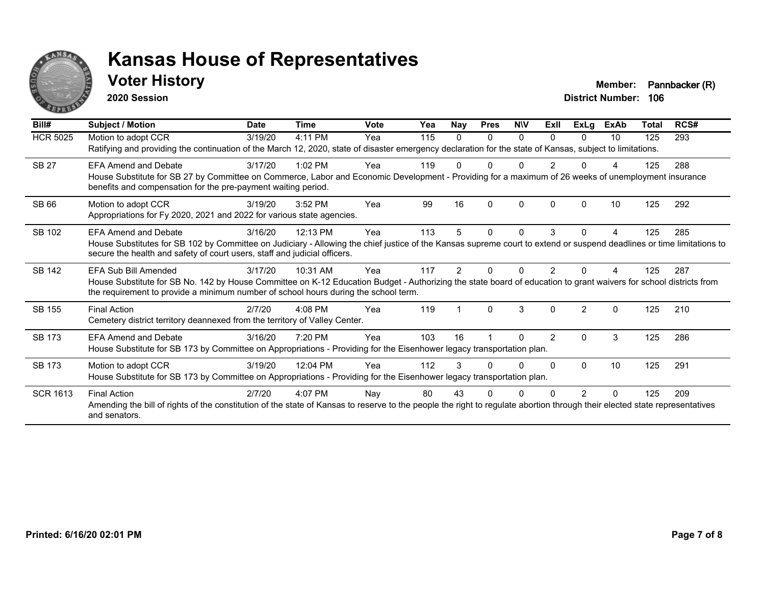# Kansas House of Representatives

## Voter History

**2020 Session**

**Member:** Pannbacker (R)
**District Number:** 106

| Bill# | Subject / Motion | Date | Time | Vote | Yea | Nay | Pres | N\V | ExII | ExLg | ExAb | Total | RCS# |
|---|---|---|---|---|---|---|---|---|---|---|---|---|---|
| HCR 5025 | Motion to adopt CCR | 3/19/20 | 4:11 PM | Yea | 115 | 0 | 0 | 0 | 0 | 0 | 10 | 125 | 293 |
| | Ratifying and providing the continuation of the March 12, 2020, state of disaster emergency declaration for the state of Kansas, subject to limitations. | | | | | | | | | | | | |
| SB 27 | EFA Amend and Debate | 3/17/20 | 1:02 PM | Yea | 119 | 0 | 0 | 0 | 2 | 0 | 4 | 125 | 288 |
| | House Substitute for SB 27 by Committee on Commerce, Labor and Economic Development - Providing for a maximum of 26 weeks of unemployment insurance benefits and compensation for the pre-payment waiting period. | | | | | | | | | | | | |
| SB 66 | Motion to adopt CCR | 3/19/20 | 3:52 PM | Yea | 99 | 16 | 0 | 0 | 0 | 0 | 10 | 125 | 292 |
| | Appropriations for Fy 2020, 2021 and 2022 for various state agencies. | | | | | | | | | | | | |
| SB 102 | EFA Amend and Debate | 3/16/20 | 12:13 PM | Yea | 113 | 5 | 0 | 0 | 3 | 0 | 4 | 125 | 285 |
| | House Substitutes for SB 102 by Committee on Judiciary - Allowing the chief justice of the Kansas supreme court to extend or suspend deadlines or time limitations to secure the health and safety of court users, staff and judicial officers. | | | | | | | | | | | | |
| SB 142 | EFA Sub Bill Amended | 3/17/20 | 10:31 AM | Yea | 117 | 2 | 0 | 0 | 2 | 0 | 4 | 125 | 287 |
| | House Substitute for SB No. 142 by House Committee on K-12 Education Budget - Authorizing the state board of education to grant waivers for school districts from the requirement to provide a minimum number of school hours during the school term. | | | | | | | | | | | | |
| SB 155 | Final Action | 2/7/20 | 4:08 PM | Yea | 119 | 1 | 0 | 3 | 0 | 2 | 0 | 125 | 210 |
| | Cemetery district territory deannexed from the territory of Valley Center. | | | | | | | | | | | | |
| SB 173 | EFA Amend and Debate | 3/16/20 | 7:20 PM | Yea | 103 | 16 | 1 | 0 | 2 | 0 | 3 | 125 | 286 |
| | House Substitute for SB 173 by Committee on Appropriations - Providing for the Eisenhower legacy transportation plan. | | | | | | | | | | | | |
| SB 173 | Motion to adopt CCR | 3/19/20 | 12:04 PM | Yea | 112 | 3 | 0 | 0 | 0 | 0 | 10 | 125 | 291 |
| | House Substitute for SB 173 by Committee on Appropriations - Providing for the Eisenhower legacy transportation plan. | | | | | | | | | | | | |
| SCR 1613 | Final Action | 2/7/20 | 4:07 PM | Nay | 80 | 43 | 0 | 0 | 0 | 2 | 0 | 125 | 209 |
| | Amending the bill of rights of the constitution of the state of Kansas to reserve to the people the right to regulate abortion through their elected state representatives and senators. | | | | | | | | | | | | |

**Printed: 6/16/20 02:01 PM**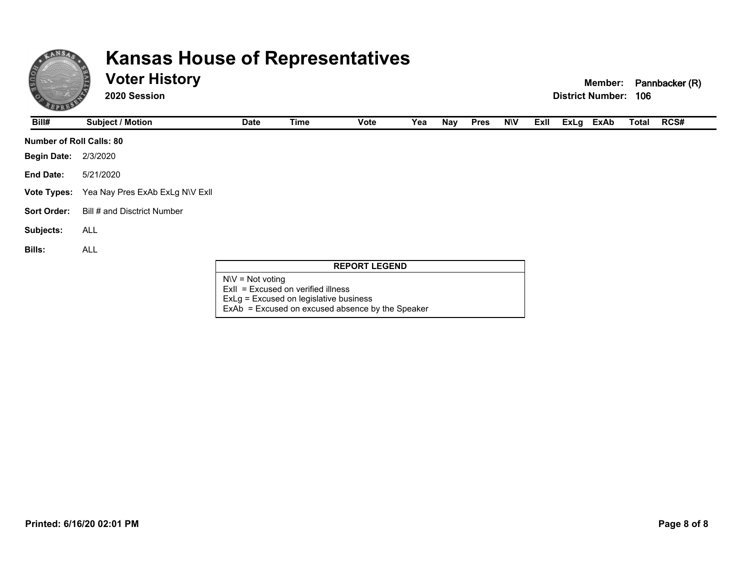# Kansas House of Representatives

## Voter History

**2020 Session**

**Member:** Pannbacker (R)
**District Number:** 106

| Bill# | Subject / Motion | Date | Time | Vote | Yea | Nay | Pres | N\V | ExIl | ExLg | ExAb | Total | RCS# |
|---|---|---|---|---|---|---|---|---|---|---|---|---|---|

**Number of Roll Calls: 80**

**Begin Date:** 2/3/2020

**End Date:** 5/21/2020

**Vote Types:** Yea Nay Pres ExAb ExLg N\V ExIl

**Sort Order:** Bill # and Disctrict Number

**Subjects:** ALL

**Bills:** ALL

| REPORT LEGEND |
|---|
| N\V = Not voting |
| ExIl = Excused on verified illness |
| ExLg = Excused on legislative business |
| ExAb = Excused on excused absence by the Speaker |

Printed: 6/16/20 02:01 PM